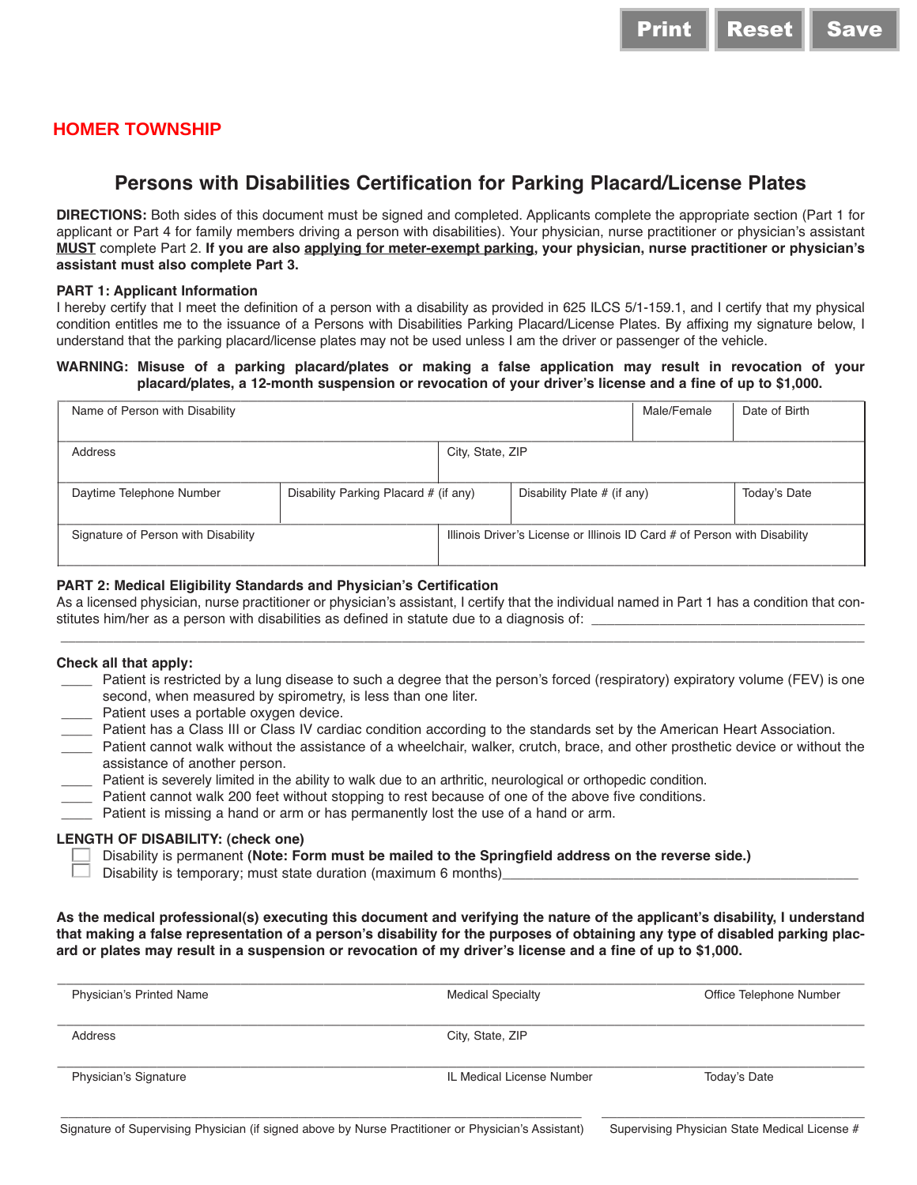Print Reset Save

**HOMER TOWNSHIP**

# Persons with Disabilities Certification for Parking Placard/License Plates

**DIRECTIONS:** Both sides of this document must be signed and completed. Applicants complete the appropriate section (Part 1 for applicant or Part 4 for family members driving a person with disabilities). Your physician, nurse practitioner or physician's assistant **MUST** complete Part 2. **If you are also applying for meter-exempt parking, your physician, nurse practitioner or physician's assistant must also complete Part 3.**

## PART 1: Applicant Information

I hereby certify that I meet the definition of a person with a disability as provided in 625 ILCS 5/1-159.1, and I certify that my physical condition entitles me to the issuance of a Persons with Disabilities Parking Placard/License Plates. By affixing my signature below, I understand that the parking placard/license plates may not be used unless I am the driver or passenger of the vehicle.

**WARNING: Misuse of a parking placard/plates or making a false application may result in revocation of your placard/plates, a 12-month suspension or revocation of your driver's license and a fine of up to $1,000.**

| | | | |
|---|---|---|---|
| Name of Person with Disability | | Male/Female | Date of Birth |
| Address | City, State, ZIP | | |
| Daytime Telephone Number | Disability Parking Placard # (if any) | Disability Plate # (if any) | Today's Date |
| Signature of Person with Disability | Illinois Driver's License or Illinois ID Card # of Person with Disability | | |

## PART 2: Medical Eligibility Standards and Physician's Certification

As a licensed physician, nurse practitioner or physician's assistant, I certify that the individual named in Part 1 has a condition that constitutes him/her as a person with disabilities as defined in statute due to a diagnosis of: ________________________________

________________________________________________________________________________

**Check all that apply:**

____ Patient is restricted by a lung disease to such a degree that the person's forced (respiratory) expiratory volume (FEV) is one second, when measured by spirometry, is less than one liter.
____ Patient uses a portable oxygen device.
____ Patient has a Class III or Class IV cardiac condition according to the standards set by the American Heart Association.
____ Patient cannot walk without the assistance of a wheelchair, walker, crutch, brace, and other prosthetic device or without the assistance of another person.
____ Patient is severely limited in the ability to walk due to an arthritic, neurological or orthopedic condition.
____ Patient cannot walk 200 feet without stopping to rest because of one of the above five conditions.
____ Patient is missing a hand or arm or has permanently lost the use of a hand or arm.

**LENGTH OF DISABILITY: (check one)**

☐ Disability is permanent **(Note: Form must be mailed to the Springfield address on the reverse side.)**
☐ Disability is temporary; must state duration (maximum 6 months)________________________________

**As the medical professional(s) executing this document and verifying the nature of the applicant's disability, I understand that making a false representation of a person's disability for the purposes of obtaining any type of disabled parking placard or plates may result in a suspension or revocation of my driver's license and a fine of up to $1,000.**

| | | |
|---|---|---|
| Physician's Printed Name | Medical Specialty | Office Telephone Number |
| Address | City, State, ZIP | |
| Physician's Signature | IL Medical License Number | Today's Date |

Signature of Supervising Physician (if signed above by Nurse Practitioner or Physician's Assistant) Supervising Physician State Medical License #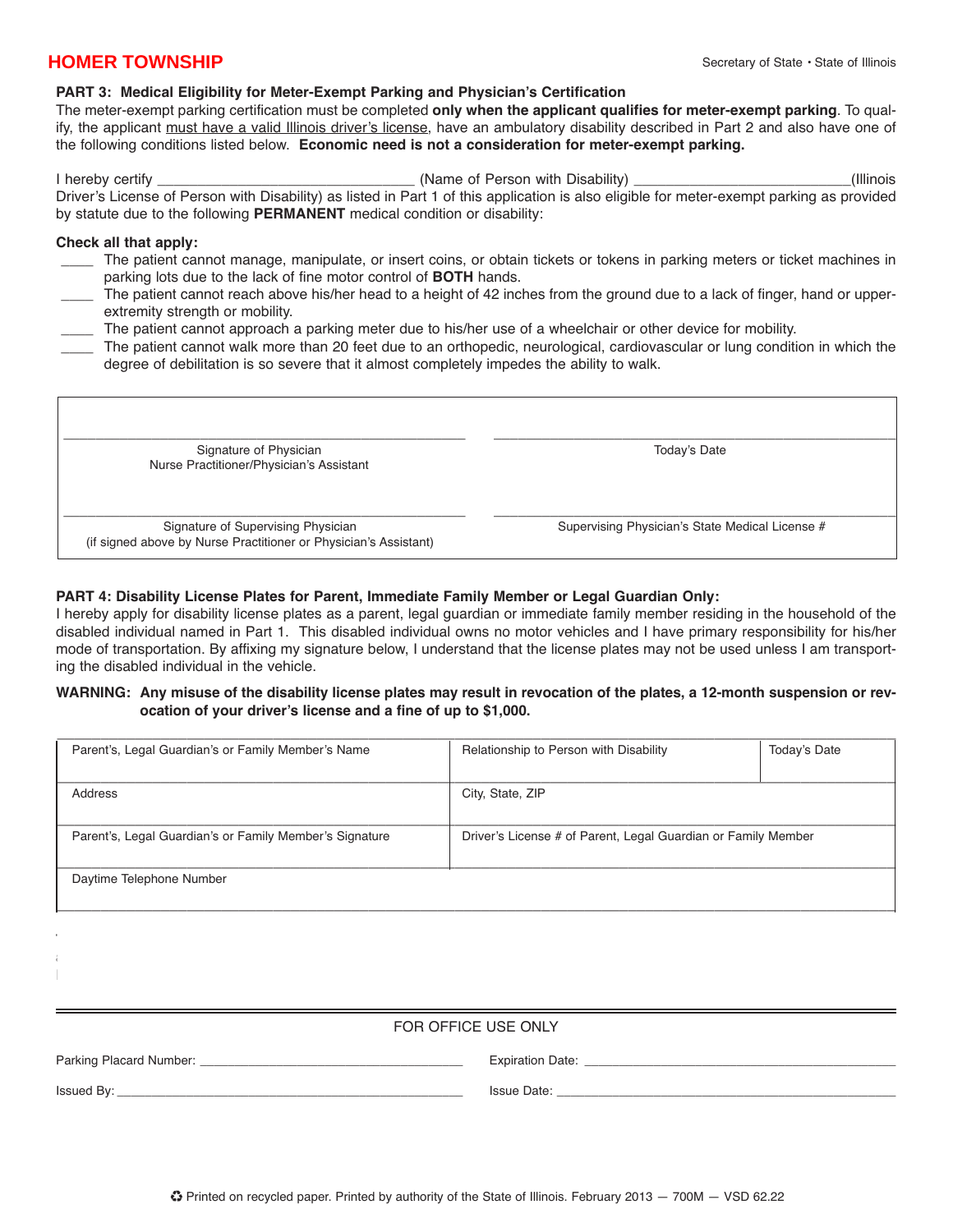**HOMER TOWNSHIP**

Secretary of State • State of Illinois

**PART 3: Medical Eligibility for Meter-Exempt Parking and Physician's Certification**
The meter-exempt parking certification must be completed **only when the applicant qualifies for meter-exempt parking**. To qualify, the applicant must have a valid Illinois driver's license, have an ambulatory disability described in Part 2 and also have one of the following conditions listed below. **Economic need is not a consideration for meter-exempt parking.**

I hereby certify ________________________________ (Name of Person with Disability) ___________________________(Illinois Driver's License of Person with Disability) as listed in Part 1 of this application is also eligible for meter-exempt parking as provided by statute due to the following **PERMANENT** medical condition or disability:

**Check all that apply:**

____ The patient cannot manage, manipulate, or insert coins, or obtain tickets or tokens in parking meters or ticket machines in parking lots due to the lack of fine motor control of **BOTH** hands.

____ The patient cannot reach above his/her head to a height of 42 inches from the ground due to a lack of finger, hand or upper-extremity strength or mobility.

____ The patient cannot approach a parking meter due to his/her use of a wheelchair or other device for mobility.

____ The patient cannot walk more than 20 feet due to an orthopedic, neurological, cardiovascular or lung condition in which the degree of debilitation is so severe that it almost completely impedes the ability to walk.

| | |
|---|---|
| Signature of Physician<br>Nurse Practitioner/Physician's Assistant | Today's Date |
| Signature of Supervising Physician<br>(if signed above by Nurse Practitioner or Physician's Assistant) | Supervising Physician's State Medical License # |

**PART 4: Disability License Plates for Parent, Immediate Family Member or Legal Guardian Only:**
I hereby apply for disability license plates as a parent, legal guardian or immediate family member residing in the household of the disabled individual named in Part 1. This disabled individual owns no motor vehicles and I have primary responsibility for his/her mode of transportation. By affixing my signature below, I understand that the license plates may not be used unless I am transporting the disabled individual in the vehicle.

**WARNING: Any misuse of the disability license plates may result in revocation of the plates, a 12-month suspension or revocation of your driver's license and a fine of up to $1,000.**

| | | |
|---|---|---|
| Parent's, Legal Guardian's or Family Member's Name | Relationship to Person with Disability | Today's Date |
| Address | City, State, ZIP | |
| Parent's, Legal Guardian's or Family Member's Signature | Driver's License # of Parent, Legal Guardian or Family Member | |
| Daytime Telephone Number | | |

FOR OFFICE USE ONLY

Parking Placard Number: ______________________________ Expiration Date: ______________________________

Issued By: ______________________________ Issue Date: ______________________________

♻ Printed on recycled paper. Printed by authority of the State of Illinois. February 2013 — 700M — VSD 62.22